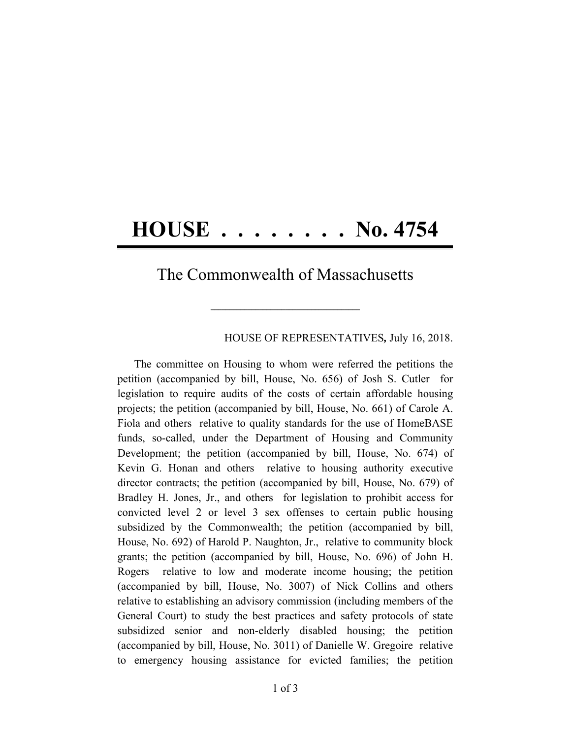# HOUSE . . . . . . . . No. 4754

## The Commonwealth of Massachusetts

---

HOUSE OF REPRESENTATIVES, July 16, 2018.

The committee on Housing to whom were referred the petitions the petition (accompanied by bill, House, No. 656) of Josh S. Cutler for legislation to require audits of the costs of certain affordable housing projects; the petition (accompanied by bill, House, No. 661) of Carole A. Fiola and others relative to quality standards for the use of HomeBASE funds, so-called, under the Department of Housing and Community Development; the petition (accompanied by bill, House, No. 674) of Kevin G. Honan and others relative to housing authority executive director contracts; the petition (accompanied by bill, House, No. 679) of Bradley H. Jones, Jr., and others for legislation to prohibit access for convicted level 2 or level 3 sex offenses to certain public housing subsidized by the Commonwealth; the petition (accompanied by bill, House, No. 692) of Harold P. Naughton, Jr., relative to community block grants; the petition (accompanied by bill, House, No. 696) of John H. Rogers relative to low and moderate income housing; the petition (accompanied by bill, House, No. 3007) of Nick Collins and others relative to establishing an advisory commission (including members of the General Court) to study the best practices and safety protocols of state subsidized senior and non-elderly disabled housing; the petition (accompanied by bill, House, No. 3011) of Danielle W. Gregoire relative to emergency housing assistance for evicted families; the petition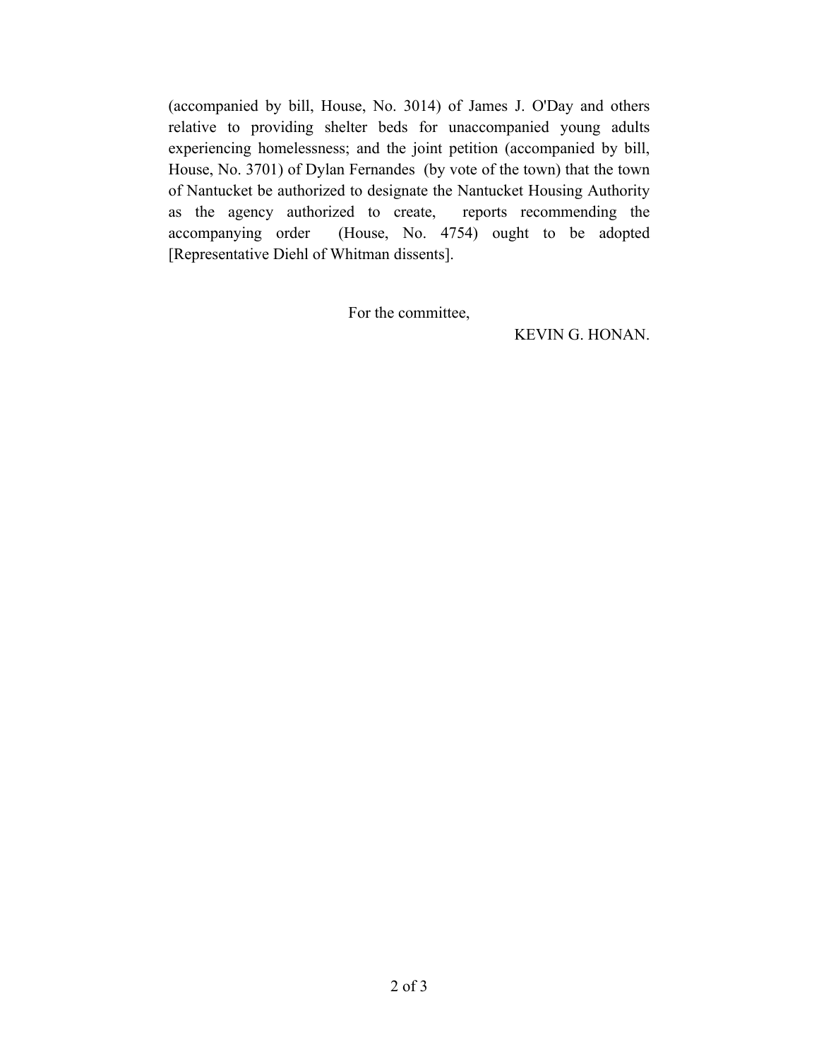(accompanied by bill, House, No. 3014) of James J. O'Day and others relative to providing shelter beds for unaccompanied young adults experiencing homelessness; and the joint petition (accompanied by bill, House, No. 3701) of Dylan Fernandes (by vote of the town) that the town of Nantucket be authorized to designate the Nantucket Housing Authority as the agency authorized to create, reports recommending the accompanying order (House, No. 4754) ought to be adopted [Representative Diehl of Whitman dissents].

For the committee,

KEVIN G. HONAN.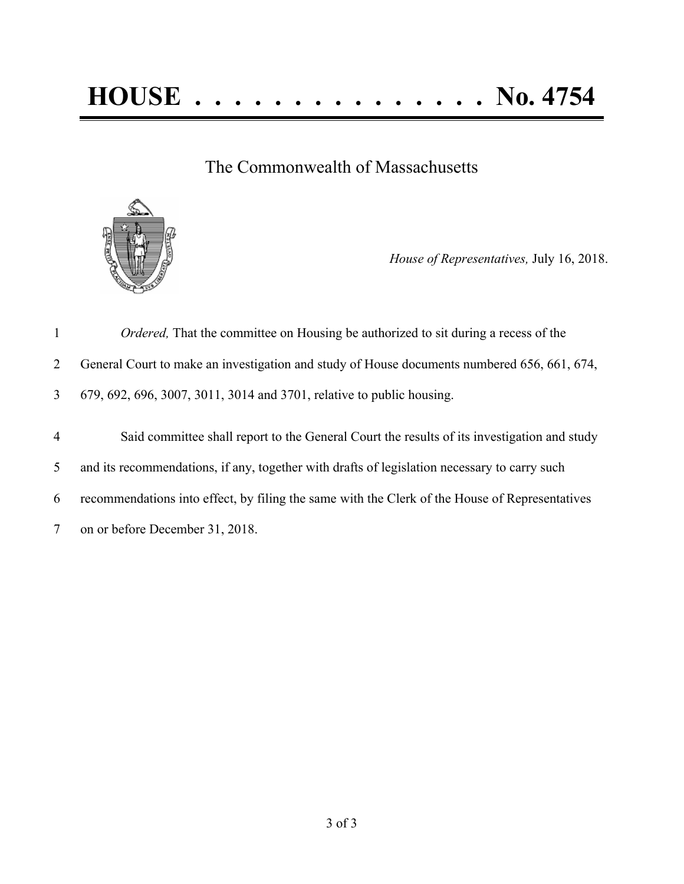# HOUSE . . . . . . . . . . . . . . . No. 4754

The Commonwealth of Massachusetts

*House of Representatives,* July 16, 2018.

*Ordered,* That the committee on Housing be authorized to sit during a recess of the General Court to make an investigation and study of House documents numbered 656, 661, 674, 679, 692, 696, 3007, 3011, 3014 and 3701, relative to public housing.

Said committee shall report to the General Court the results of its investigation and study and its recommendations, if any, together with drafts of legislation necessary to carry such recommendations into effect, by filing the same with the Clerk of the House of Representatives on or before December 31, 2018.